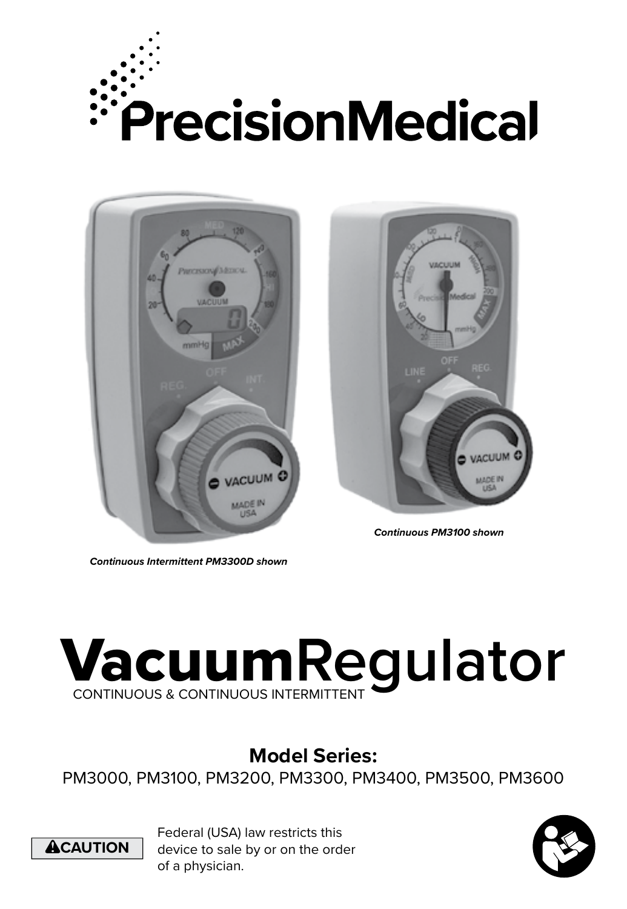# PrecisionMedical

*Continuous PM3100 shown*

*Continuous Intermittent PM3300D shown*

# **Vacuum**Regulator

CONTINUOUS & CONTINUOUS INTERMITTENT

## Model Series:

PM3000, PM3100, PM3200, PM3300, PM3400, PM3500, PM3600

**⚠CAUTION** Federal (USA) law restricts this device to sale by or on the order of a physician.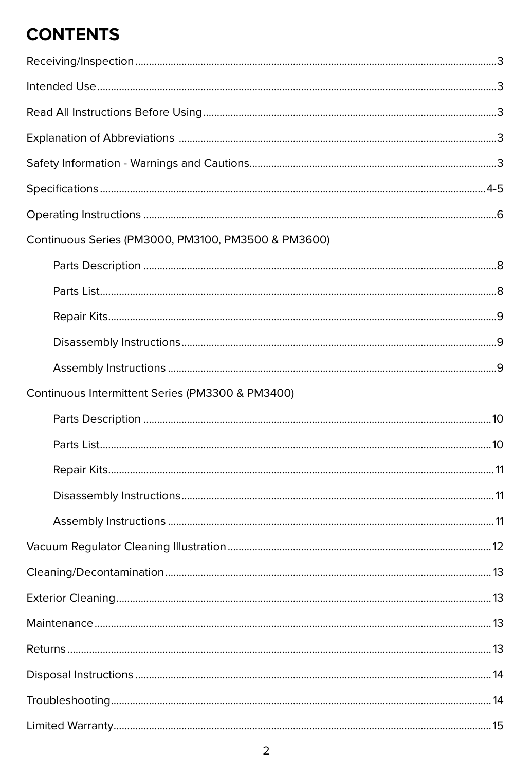# CONTENTS

Receiving/Inspection.....3

Intended Use.....3

Read All Instructions Before Using.....3

Explanation of Abbreviations.....3

Safety Information - Warnings and Cautions.....3

Specifications.....4-5

Operating Instructions.....6

Continuous Series (PM3000, PM3100, PM3500 & PM3600)

- Parts Description.....8
- Parts List.....8
- Repair Kits.....9
- Disassembly Instructions.....9
- Assembly Instructions.....9

Continuous Intermittent Series (PM3300 & PM3400)

- Parts Description.....10
- Parts List.....10
- Repair Kits.....11
- Disassembly Instructions.....11
- Assembly Instructions.....11

Vacuum Regulator Cleaning Illustration.....12

Cleaning/Decontamination.....13

Exterior Cleaning.....13

Maintenance.....13

Returns.....13

Disposal Instructions.....14

Troubleshooting.....14

Limited Warranty.....15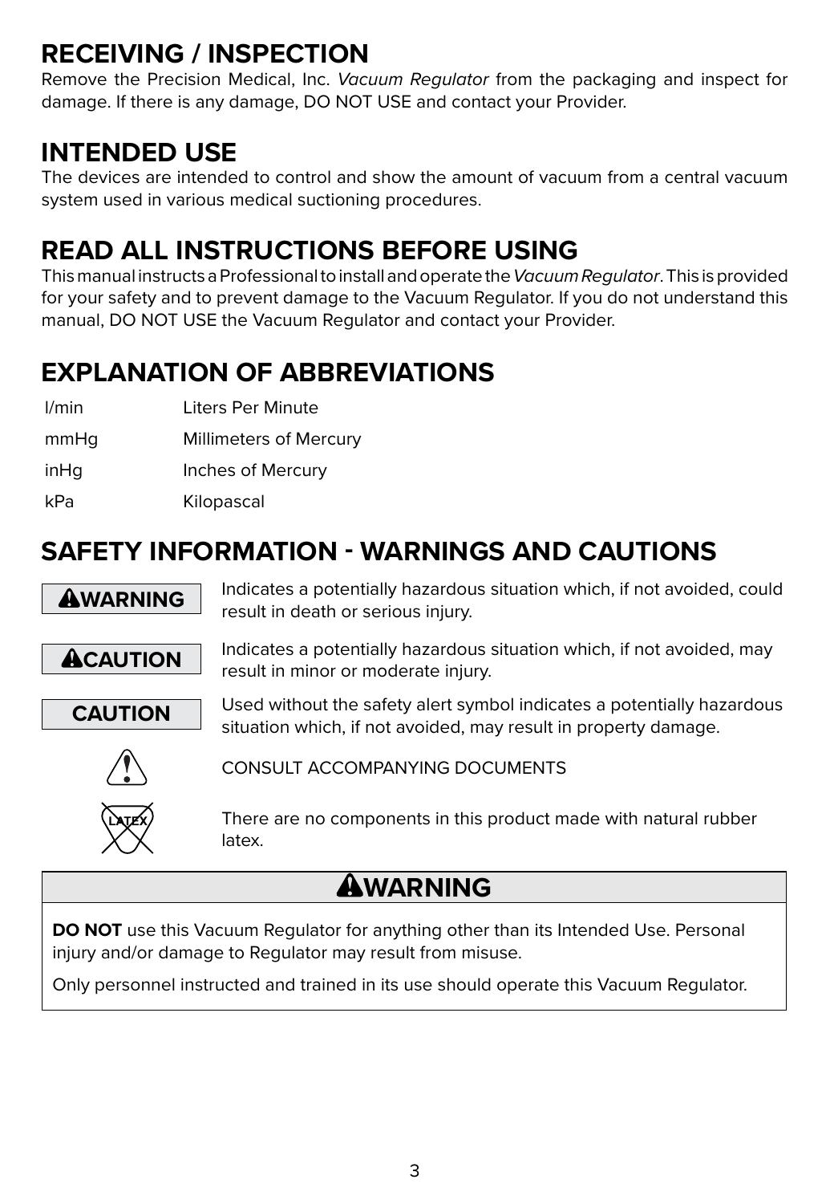## RECEIVING / INSPECTION

Remove the Precision Medical, Inc. *Vacuum Regulator* from the packaging and inspect for damage. If there is any damage, DO NOT USE and contact your Provider.

## INTENDED USE

The devices are intended to control and show the amount of vacuum from a central vacuum system used in various medical suctioning procedures.

## READ ALL INSTRUCTIONS BEFORE USING

This manual instructs a Professional to install and operate the *Vacuum Regulator*. This is provided for your safety and to prevent damage to the Vacuum Regulator. If you do not understand this manual, DO NOT USE the Vacuum Regulator and contact your Provider.

## EXPLANATION OF ABBREVIATIONS

| | |
|---|---|
| l/min | Liters Per Minute |
| mmHg | Millimeters of Mercury |
| inHg | Inches of Mercury |
| kPa | Kilopascal |

## SAFETY INFORMATION - WARNINGS AND CAUTIONS

| | |
|---|---|
| **⚠WARNING** | Indicates a potentially hazardous situation which, if not avoided, could result in death or serious injury. |
| **⚠CAUTION** | Indicates a potentially hazardous situation which, if not avoided, may result in minor or moderate injury. |
| **CAUTION** | Used without the safety alert symbol indicates a potentially hazardous situation which, if not avoided, may result in property damage. |
| ⚠ | CONSULT ACCOMPANYING DOCUMENTS |
| LATEX | There are no components in this product made with natural rubber latex. |

### ⚠WARNING

**DO NOT** use this Vacuum Regulator for anything other than its Intended Use. Personal injury and/or damage to Regulator may result from misuse.

Only personnel instructed and trained in its use should operate this Vacuum Regulator.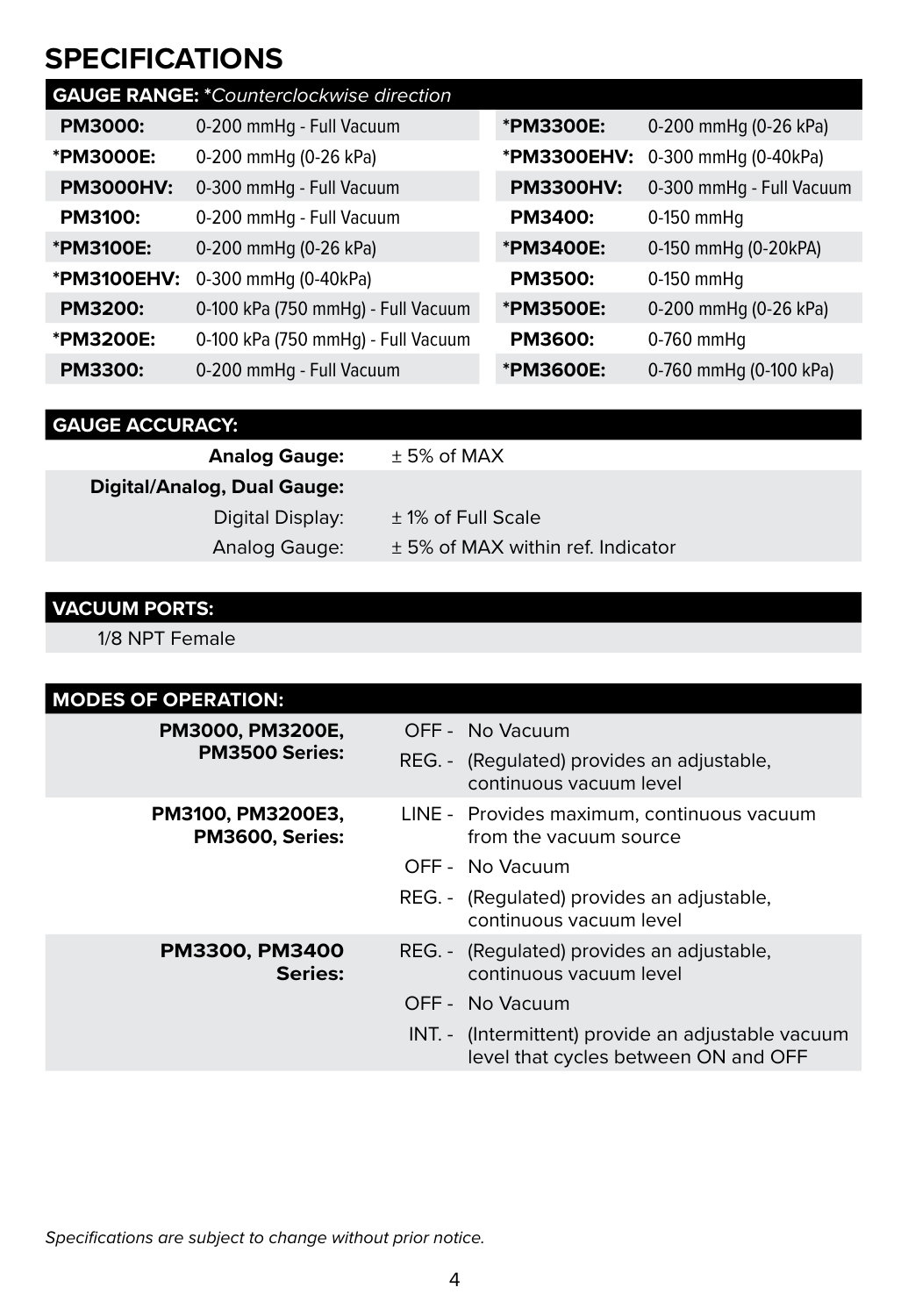# SPECIFICATIONS

**GAUGE RANGE:** *\*Counterclockwise direction*

| Model | Range | Model | Range |
|---|---|---|---|
| **PM3000:** | 0-200 mmHg - Full Vacuum | **\*PM3300E:** | 0-200 mmHg (0-26 kPa) |
| **\*PM3000E:** | 0-200 mmHg (0-26 kPa) | **\*PM3300EHV:** | 0-300 mmHg (0-40kPa) |
| **PM3000HV:** | 0-300 mmHg - Full Vacuum | **PM3300HV:** | 0-300 mmHg - Full Vacuum |
| **PM3100:** | 0-200 mmHg - Full Vacuum | **PM3400:** | 0-150 mmHg |
| **\*PM3100E:** | 0-200 mmHg (0-26 kPa) | **\*PM3400E:** | 0-150 mmHg (0-20kPA) |
| **\*PM3100EHV:** | 0-300 mmHg (0-40kPa) | **PM3500:** | 0-150 mmHg |
| **PM3200:** | 0-100 kPa (750 mmHg) - Full Vacuum | **\*PM3500E:** | 0-200 mmHg (0-26 kPa) |
| **\*PM3200E:** | 0-100 kPa (750 mmHg) - Full Vacuum | **PM3600:** | 0-760 mmHg |
| **PM3300:** | 0-200 mmHg - Full Vacuum | **\*PM3600E:** | 0-760 mmHg (0-100 kPa) |

**GAUGE ACCURACY:**

| | |
|---|---|
| **Analog Gauge:** | ± 5% of MAX |
| **Digital/Analog, Dual Gauge:** | |
| Digital Display: | ± 1% of Full Scale |
| Analog Gauge: | ± 5% of MAX within ref. Indicator |

**VACUUM PORTS:**

1/8 NPT Female

**MODES OF OPERATION:**

| Series | Mode | Description |
|---|---|---|
| **PM3000, PM3200E, PM3500 Series:** | OFF - | No Vacuum |
| | REG. - | (Regulated) provides an adjustable, continuous vacuum level |
| **PM3100, PM3200E3, PM3600, Series:** | LINE - | Provides maximum, continuous vacuum from the vacuum source |
| | OFF - | No Vacuum |
| | REG. - | (Regulated) provides an adjustable, continuous vacuum level |
| **PM3300, PM3400 Series:** | REG. - | (Regulated) provides an adjustable, continuous vacuum level |
| | OFF - | No Vacuum |
| | INT. - | (Intermittent) provide an adjustable vacuum level that cycles between ON and OFF |

*Specifications are subject to change without prior notice.*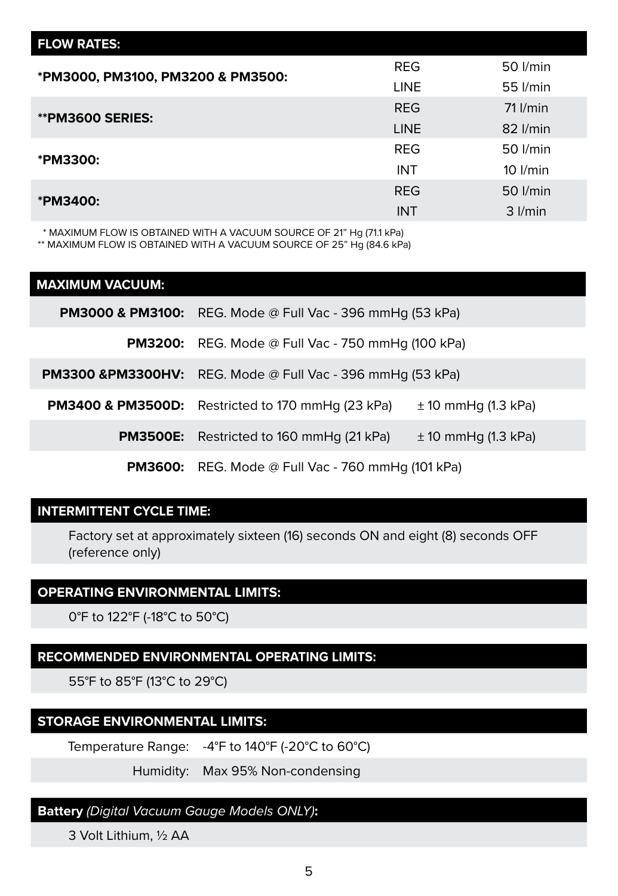## FLOW RATES:

| | | |
|---|---|---|
| **\*PM3000, PM3100, PM3200 & PM3500:** | REG | 50 l/min |
| | LINE | 55 l/min |
| **\*\*PM3600 SERIES:** | REG | 71 l/min |
| | LINE | 82 l/min |
| **\*PM3300:** | REG | 50 l/min |
| | INT | 10 l/min |
| **\*PM3400:** | REG | 50 l/min |
| | INT | 3 l/min |

\* MAXIMUM FLOW IS OBTAINED WITH A VACUUM SOURCE OF 21" Hg (71.1 kPa)
\*\* MAXIMUM FLOW IS OBTAINED WITH A VACUUM SOURCE OF 25" Hg (84.6 kPa)

## MAXIMUM VACUUM:

| | | |
|---|---|---|
| **PM3000 & PM3100:** | REG. Mode @ Full Vac - 396 mmHg (53 kPa) | |
| **PM3200:** | REG. Mode @ Full Vac - 750 mmHg (100 kPa) | |
| **PM3300 &PM3300HV:** | REG. Mode @ Full Vac - 396 mmHg (53 kPa) | |
| **PM3400 & PM3500D:** | Restricted to 170 mmHg (23 kPa) | ± 10 mmHg (1.3 kPa) |
| **PM3500E:** | Restricted to 160 mmHg (21 kPa) | ± 10 mmHg (1.3 kPa) |
| **PM3600:** | REG. Mode @ Full Vac - 760 mmHg (101 kPa) | |

## INTERMITTENT CYCLE TIME:

Factory set at approximately sixteen (16) seconds ON and eight (8) seconds OFF (reference only)

## OPERATING ENVIRONMENTAL LIMITS:

0°F to 122°F (-18°C to 50°C)

## RECOMMENDED ENVIRONMENTAL OPERATING LIMITS:

55°F to 85°F (13°C to 29°C)

## STORAGE ENVIRONMENTAL LIMITS:

Temperature Range: -4°F to 140°F (-20°C to 60°C)

Humidity: Max 95% Non-condensing

## Battery *(Digital Vacuum Gauge Models ONLY)*:

3 Volt Lithium, ½ AA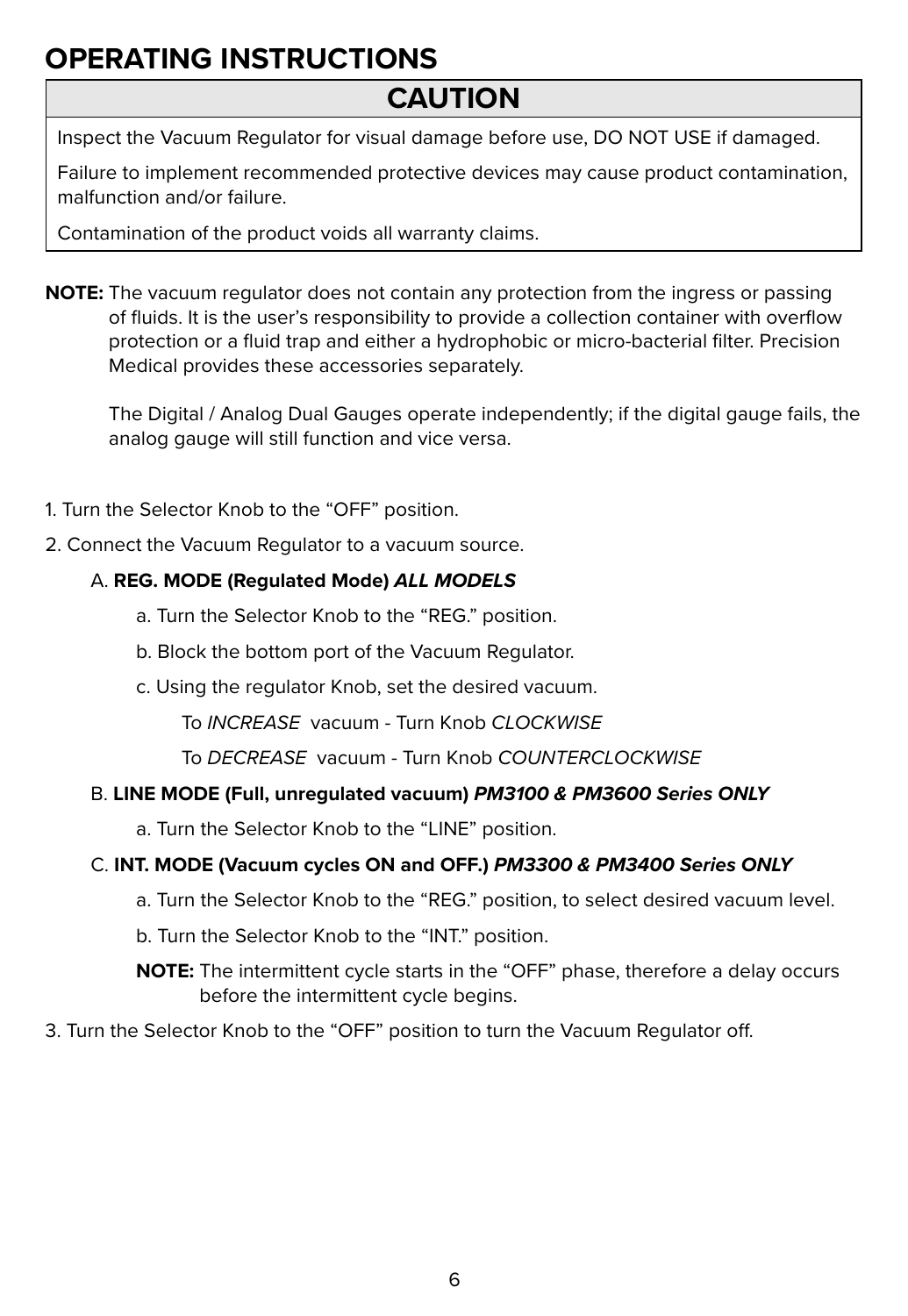# OPERATING INSTRUCTIONS

## CAUTION

Inspect the Vacuum Regulator for visual damage before use, DO NOT USE if damaged.

Failure to implement recommended protective devices may cause product contamination, malfunction and/or failure.

Contamination of the product voids all warranty claims.

**NOTE:** The vacuum regulator does not contain any protection from the ingress or passing of fluids. It is the user's responsibility to provide a collection container with overflow protection or a fluid trap and either a hydrophobic or micro-bacterial filter. Precision Medical provides these accessories separately.

The Digital / Analog Dual Gauges operate independently; if the digital gauge fails, the analog gauge will still function and vice versa.

1. Turn the Selector Knob to the "OFF" position.
2. Connect the Vacuum Regulator to a vacuum source.
   - A. **REG. MODE (Regulated Mode) *ALL MODELS***
     - a. Turn the Selector Knob to the "REG." position.
     - b. Block the bottom port of the Vacuum Regulator.
     - c. Using the regulator Knob, set the desired vacuum.

       To *INCREASE* vacuum - Turn Knob *CLOCKWISE*

       To *DECREASE* vacuum - Turn Knob *COUNTERCLOCKWISE*
   - B. **LINE MODE (Full, unregulated vacuum) *PM3100 & PM3600 Series ONLY***
     - a. Turn the Selector Knob to the "LINE" position.
   - C. **INT. MODE (Vacuum cycles ON and OFF.) *PM3300 & PM3400 Series ONLY***
     - a. Turn the Selector Knob to the "REG." position, to select desired vacuum level.
     - b. Turn the Selector Knob to the "INT." position.

     **NOTE:** The intermittent cycle starts in the "OFF" phase, therefore a delay occurs before the intermittent cycle begins.
3. Turn the Selector Knob to the "OFF" position to turn the Vacuum Regulator off.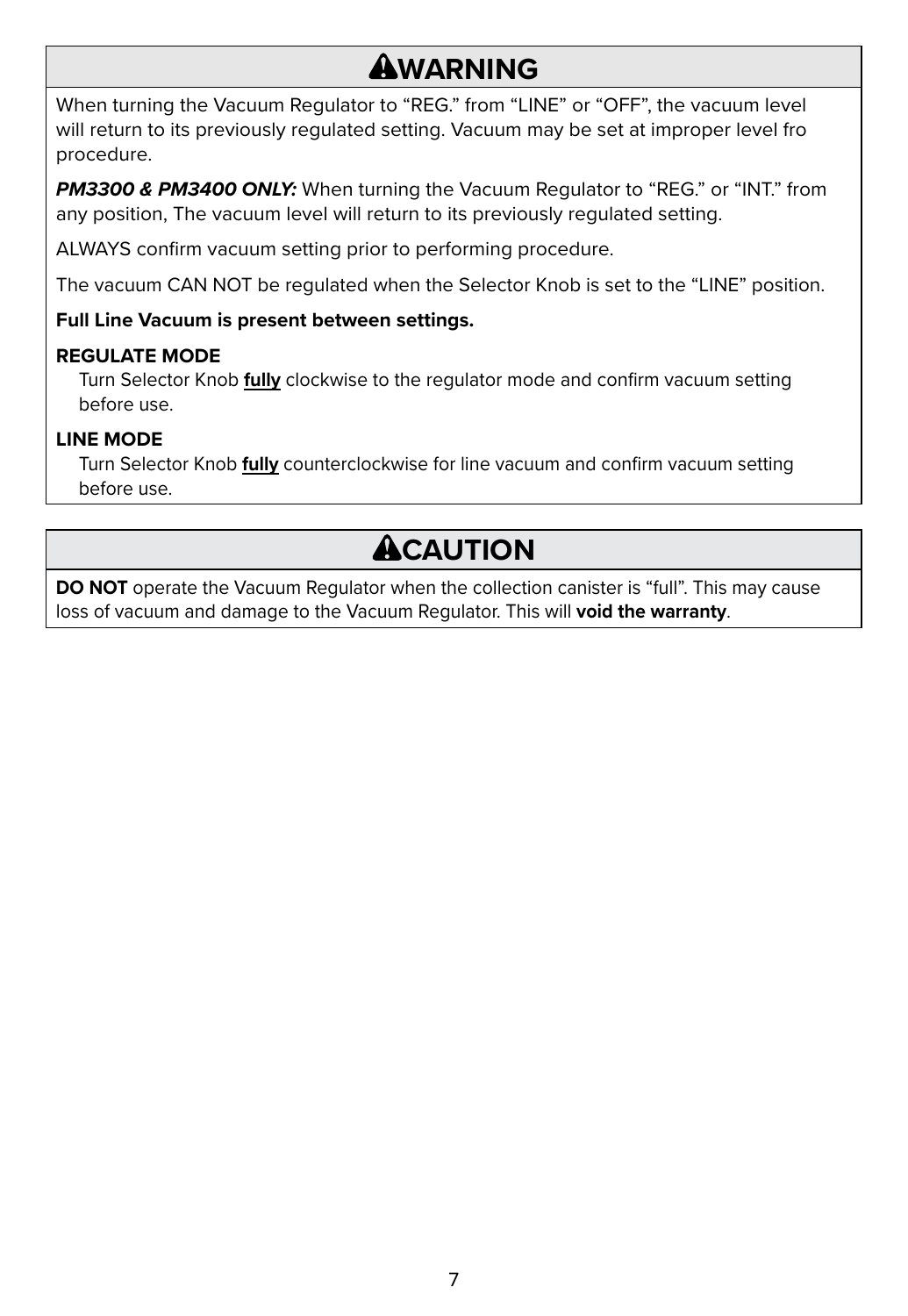## ⚠WARNING

When turning the Vacuum Regulator to "REG." from "LINE" or "OFF", the vacuum level will return to its previously regulated setting. Vacuum may be set at improper level fro procedure.

***PM3300 & PM3400 ONLY:*** When turning the Vacuum Regulator to "REG." or "INT." from any position, The vacuum level will return to its previously regulated setting.

ALWAYS confirm vacuum setting prior to performing procedure.

The vacuum CAN NOT be regulated when the Selector Knob is set to the "LINE" position.

**Full Line Vacuum is present between settings.**

**REGULATE MODE**

Turn Selector Knob **fully** clockwise to the regulator mode and confirm vacuum setting before use.

**LINE MODE**

Turn Selector Knob **fully** counterclockwise for line vacuum and confirm vacuum setting before use.

## ⚠CAUTION

**DO NOT** operate the Vacuum Regulator when the collection canister is "full". This may cause loss of vacuum and damage to the Vacuum Regulator. This will **void the warranty**.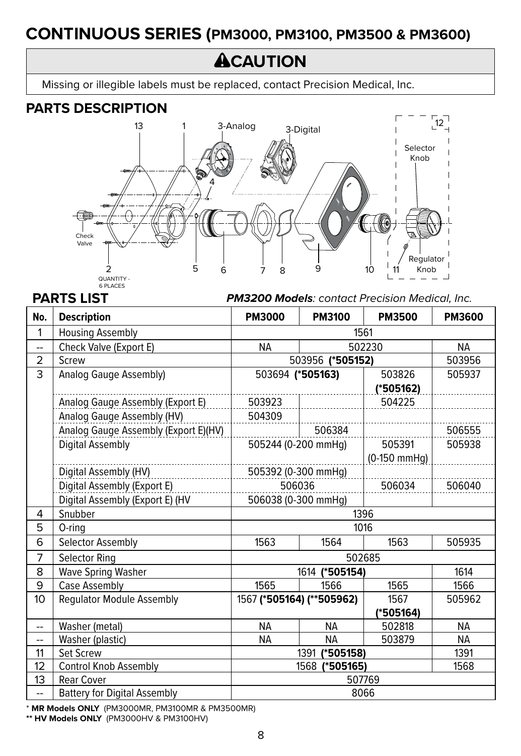# CONTINUOUS SERIES (PM3000, PM3100, PM3500 & PM3600)

## ⚠CAUTION

Missing or illegible labels must be replaced, contact Precision Medical, Inc.

## PARTS DESCRIPTION

## PARTS LIST

***PM3200 Models**: contact Precision Medical, Inc.*

| No. | Description | PM3000 | PM3100 | PM3500 | PM3600 |
|---|---|---|---|---|---|
| 1 | Housing Assembly | 1561 | | | |
| -- | Check Valve (Export E) | NA | 502230 | | NA |
| 2 | Screw | 503956 **(*505152)** | | | 503956 |
| 3 | Analog Gauge Assembly) | 503694 **(*505163)** | | 503826 **(*505162)** | 505937 |
| | Analog Gauge Assembly (Export E) | 503923 | | 504225 | |
| | Analog Gauge Assembly (HV) | 504309 | | | |
| | Analog Gauge Assembly (Export E)(HV) | | 506384 | | 506555 |
| | Digital Assembly | 505244 (0-200 mmHg) | | 505391 (0-150 mmHg) | 505938 |
| | Digital Assembly (HV) | 505392 (0-300 mmHg) | | | |
| | Digital Assembly (Export E) | 506036 | | 506034 | 506040 |
| | Digital Assembly (Export E) (HV | 506038 (0-300 mmHg) | | | |
| 4 | Snubber | 1396 | | | |
| 5 | O-ring | 1016 | | | |
| 6 | Selector Assembly | 1563 | 1564 | 1563 | 505935 |
| 7 | Selector Ring | 502685 | | | |
| 8 | Wave Spring Washer | 1614 **(*505154)** | | | 1614 |
| 9 | Case Assembly | 1565 | 1566 | 1565 | 1566 |
| 10 | Regulator Module Assembly | 1567 **(*505164)** **(**505962)** | | 1567 **(*505164)** | 505962 |
| -- | Washer (metal) | NA | NA | 502818 | NA |
| -- | Washer (plastic) | NA | NA | 503879 | NA |
| 11 | Set Screw | 1391 **(*505158)** | | | 1391 |
| 12 | Control Knob Assembly | 1568 **(*505165)** | | | 1568 |
| 13 | Rear Cover | 507769 | | | |
| -- | Battery for Digital Assembly | 8066 | | | |

* **MR Models ONLY** (PM3000MR, PM3100MR & PM3500MR)
** **HV Models ONLY** (PM3000HV & PM3100HV)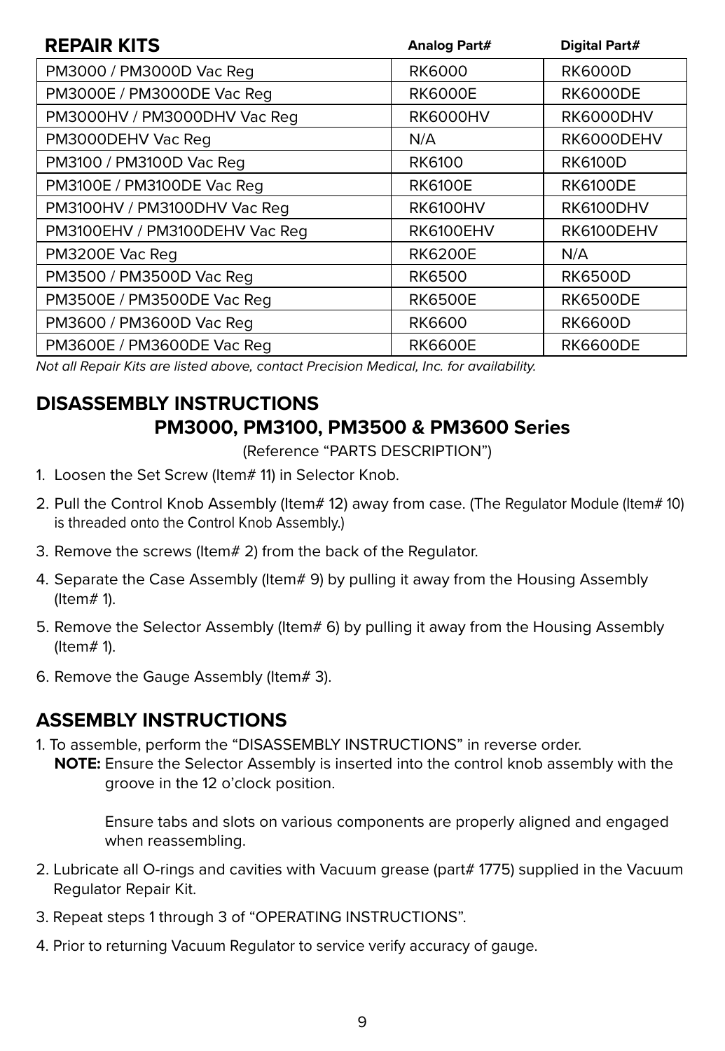| **REPAIR KITS** | **Analog Part#** | **Digital Part#** |
|---|---|---|
| PM3000 / PM3000D Vac Reg | RK6000 | RK6000D |
| PM3000E / PM3000DE Vac Reg | RK6000E | RK6000DE |
| PM3000HV / PM3000DHV Vac Reg | RK6000HV | RK6000DHV |
| PM3000DEHV Vac Reg | N/A | RK6000DEHV |
| PM3100 / PM3100D Vac Reg | RK6100 | RK6100D |
| PM3100E / PM3100DE Vac Reg | RK6100E | RK6100DE |
| PM3100HV / PM3100DHV Vac Reg | RK6100HV | RK6100DHV |
| PM3100EHV / PM3100DEHV Vac Reg | RK6100EHV | RK6100DEHV |
| PM3200E Vac Reg | RK6200E | N/A |
| PM3500 / PM3500D Vac Reg | RK6500 | RK6500D |
| PM3500E / PM3500DE Vac Reg | RK6500E | RK6500DE |
| PM3600 / PM3600D Vac Reg | RK6600 | RK6600D |
| PM3600E / PM3600DE Vac Reg | RK6600E | RK6600DE |

*Not all Repair Kits are listed above, contact Precision Medical, Inc. for availability.*

## DISASSEMBLY INSTRUCTIONS

### PM3000, PM3100, PM3500 & PM3600 Series

(Reference "PARTS DESCRIPTION")

1. Loosen the Set Screw (Item# 11) in Selector Knob.
2. Pull the Control Knob Assembly (Item# 12) away from case. (The Regulator Module (Item# 10) is threaded onto the Control Knob Assembly.)
3. Remove the screws (Item# 2) from the back of the Regulator.
4. Separate the Case Assembly (Item# 9) by pulling it away from the Housing Assembly (Item# 1).
5. Remove the Selector Assembly (Item# 6) by pulling it away from the Housing Assembly (Item# 1).
6. Remove the Gauge Assembly (Item# 3).

## ASSEMBLY INSTRUCTIONS

1. To assemble, perform the "DISASSEMBLY INSTRUCTIONS" in reverse order.

   **NOTE:** Ensure the Selector Assembly is inserted into the control knob assembly with the groove in the 12 o'clock position.

   Ensure tabs and slots on various components are properly aligned and engaged when reassembling.

2. Lubricate all O-rings and cavities with Vacuum grease (part# 1775) supplied in the Vacuum Regulator Repair Kit.
3. Repeat steps 1 through 3 of "OPERATING INSTRUCTIONS".
4. Prior to returning Vacuum Regulator to service verify accuracy of gauge.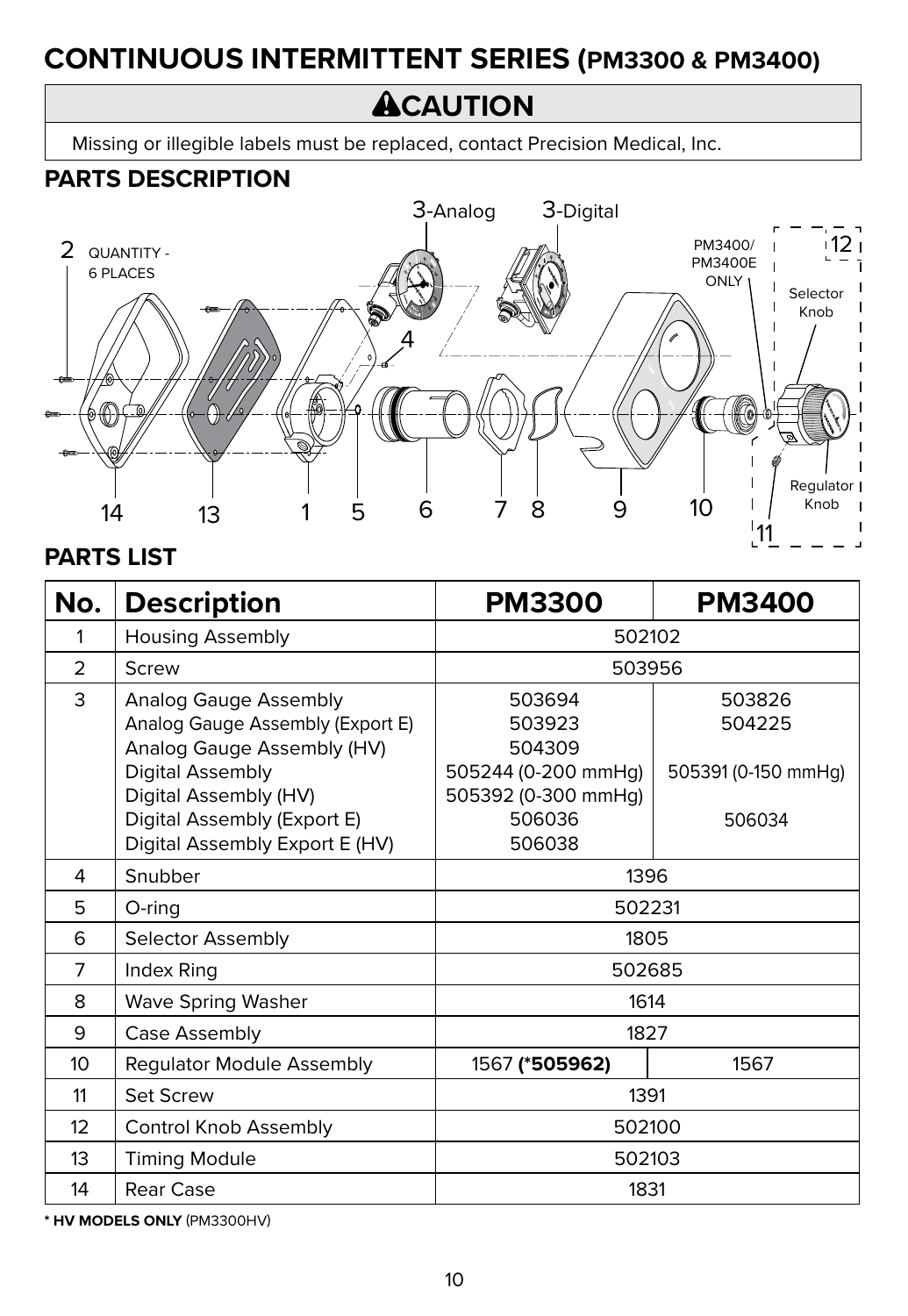# CONTINUOUS INTERMITTENT SERIES (PM3300 & PM3400)

## ⚠CAUTION

Missing or illegible labels must be replaced, contact Precision Medical, Inc.

## PARTS DESCRIPTION

3-Analog 3-Digital

2 QUANTITY - 6 PLACES

PM3400/ PM3400E ONLY

12 Selector Knob

4

Regulator Knob

14 13 1 5 6 7 8 9 10 11

## PARTS LIST

| No. | Description | PM3300 | PM3400 |
|---|---|---|---|
| 1 | Housing Assembly | 502102 | |
| 2 | Screw | 503956 | |
| 3 | Analog Gauge Assembly<br>Analog Gauge Assembly (Export E)<br>Analog Gauge Assembly (HV)<br>Digital Assembly<br>Digital Assembly (HV)<br>Digital Assembly (Export E)<br>Digital Assembly Export E (HV) | 503694<br>503923<br>504309<br>505244 (0-200 mmHg)<br>505392 (0-300 mmHg)<br>506036<br>506038 | 503826<br>504225<br><br>505391 (0-150 mmHg)<br><br>506034 |
| 4 | Snubber | 1396 | |
| 5 | O-ring | 502231 | |
| 6 | Selector Assembly | 1805 | |
| 7 | Index Ring | 502685 | |
| 8 | Wave Spring Washer | 1614 | |
| 9 | Case Assembly | 1827 | |
| 10 | Regulator Module Assembly | 1567 **(*505962)** | 1567 |
| 11 | Set Screw | 1391 | |
| 12 | Control Knob Assembly | 502100 | |
| 13 | Timing Module | 502103 | |
| 14 | Rear Case | 1831 | |

**\* HV MODELS ONLY** (PM3300HV)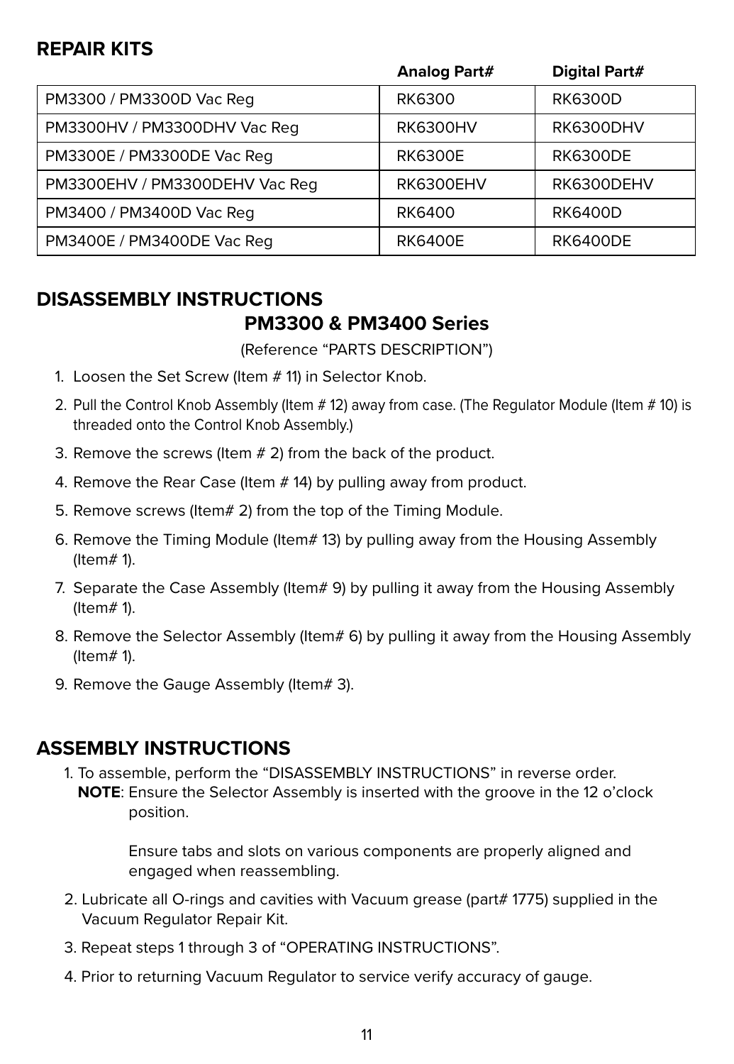## REPAIR KITS

| | Analog Part# | Digital Part# |
|---|---|---|
| PM3300 / PM3300D Vac Reg | RK6300 | RK6300D |
| PM3300HV / PM3300DHV Vac Reg | RK6300HV | RK6300DHV |
| PM3300E / PM3300DE Vac Reg | RK6300E | RK6300DE |
| PM3300EHV / PM3300DEHV Vac Reg | RK6300EHV | RK6300DEHV |
| PM3400 / PM3400D Vac Reg | RK6400 | RK6400D |
| PM3400E / PM3400DE Vac Reg | RK6400E | RK6400DE |

## DISASSEMBLY INSTRUCTIONS

### PM3300 & PM3400 Series

(Reference "PARTS DESCRIPTION")

1. Loosen the Set Screw (Item # 11) in Selector Knob.
2. Pull the Control Knob Assembly (Item # 12) away from case. (The Regulator Module (Item # 10) is threaded onto the Control Knob Assembly.)
3. Remove the screws (Item # 2) from the back of the product.
4. Remove the Rear Case (Item # 14) by pulling away from product.
5. Remove screws (Item# 2) from the top of the Timing Module.
6. Remove the Timing Module (Item# 13) by pulling away from the Housing Assembly (Item# 1).
7. Separate the Case Assembly (Item# 9) by pulling it away from the Housing Assembly (Item# 1).
8. Remove the Selector Assembly (Item# 6) by pulling it away from the Housing Assembly (Item# 1).
9. Remove the Gauge Assembly (Item# 3).

## ASSEMBLY INSTRUCTIONS

1. To assemble, perform the "DISASSEMBLY INSTRUCTIONS" in reverse order.
   **NOTE**: Ensure the Selector Assembly is inserted with the groove in the 12 o'clock position.

   Ensure tabs and slots on various components are properly aligned and engaged when reassembling.
2. Lubricate all O-rings and cavities with Vacuum grease (part# 1775) supplied in the Vacuum Regulator Repair Kit.
3. Repeat steps 1 through 3 of "OPERATING INSTRUCTIONS".
4. Prior to returning Vacuum Regulator to service verify accuracy of gauge.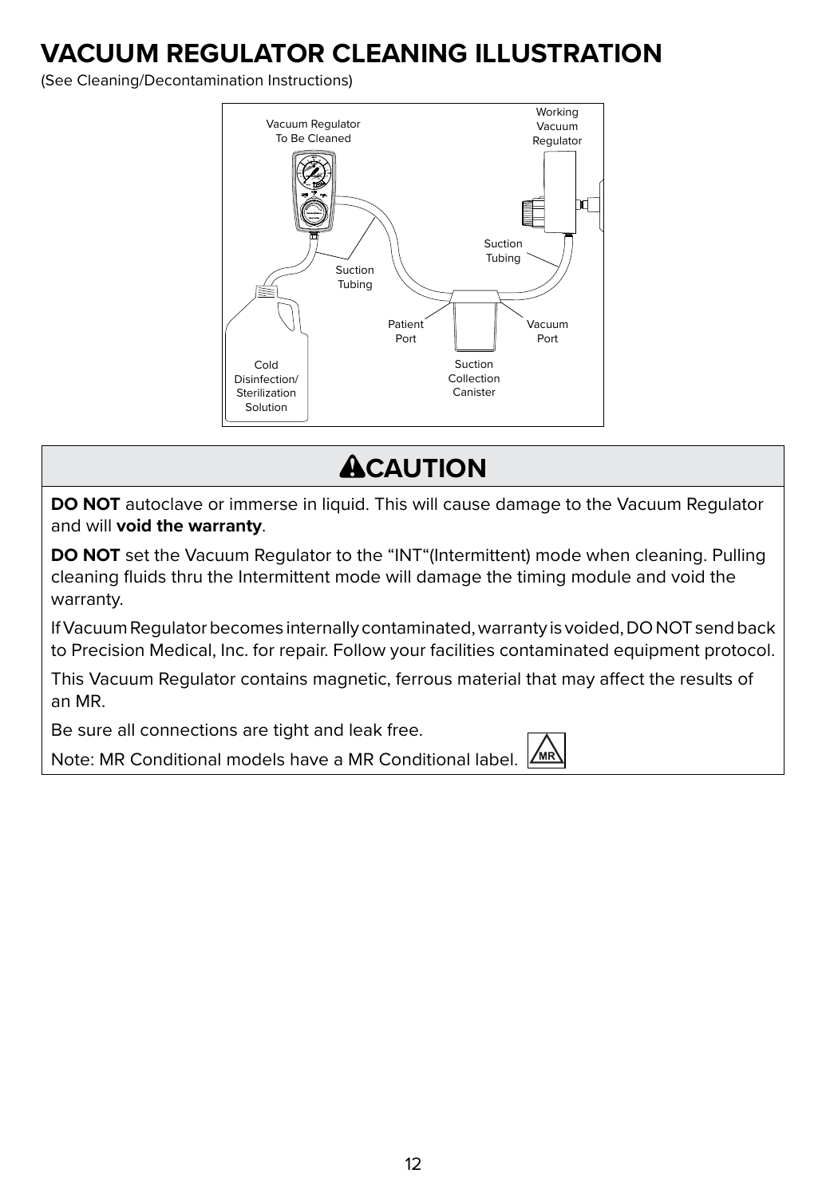# VACUUM REGULATOR CLEANING ILLUSTRATION

(See Cleaning/Decontamination Instructions)

Vacuum Regulator To Be Cleaned

Working Vacuum Regulator

Suction Tubing

Suction Tubing

Patient Port

Vacuum Port

Suction Collection Canister

Cold Disinfection/ Sterilization Solution

## ⚠CAUTION

**DO NOT** autoclave or immerse in liquid. This will cause damage to the Vacuum Regulator and will **void the warranty**.

**DO NOT** set the Vacuum Regulator to the "INT"(Intermittent) mode when cleaning. Pulling cleaning fluids thru the Intermittent mode will damage the timing module and void the warranty.

If Vacuum Regulator becomes internally contaminated, warranty is voided, DO NOT send back to Precision Medical, Inc. for repair. Follow your facilities contaminated equipment protocol.

This Vacuum Regulator contains magnetic, ferrous material that may affect the results of an MR.

Be sure all connections are tight and leak free.

Note: MR Conditional models have a MR Conditional label.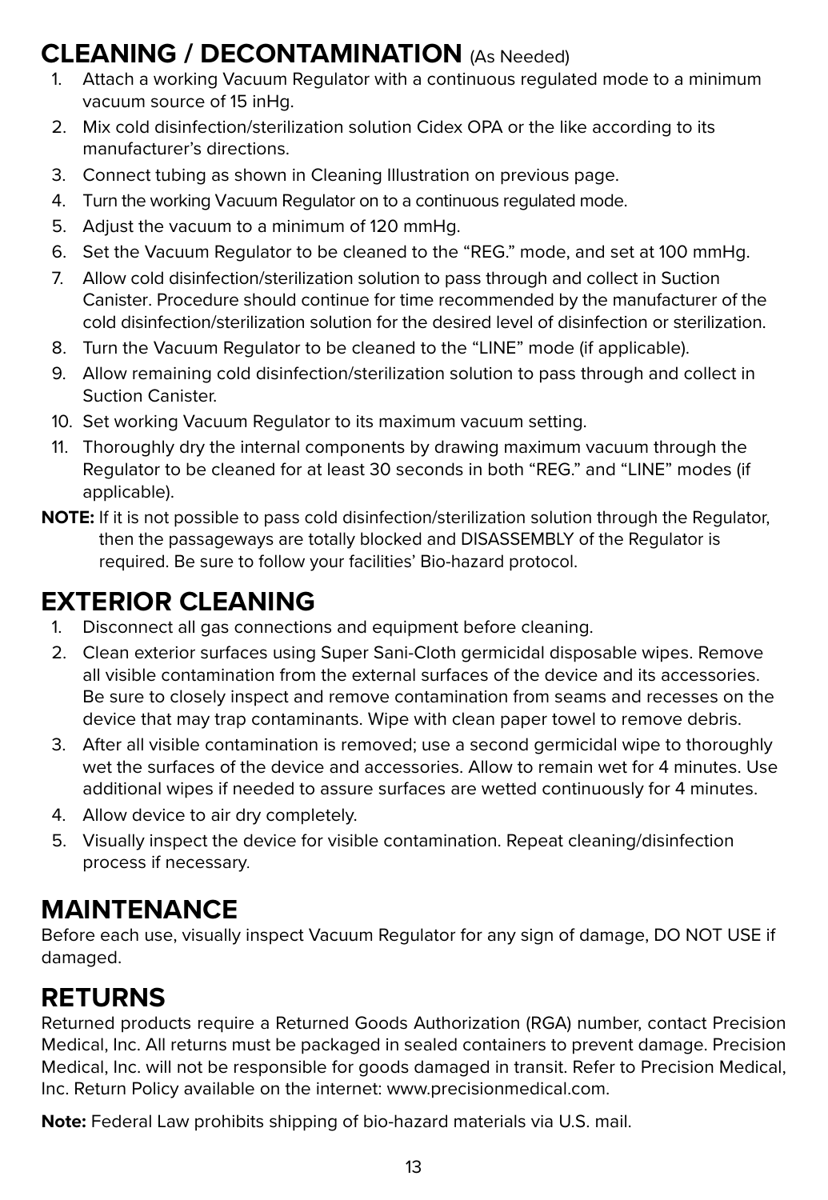## CLEANING / DECONTAMINATION (As Needed)

1. Attach a working Vacuum Regulator with a continuous regulated mode to a minimum vacuum source of 15 inHg.
2. Mix cold disinfection/sterilization solution Cidex OPA or the like according to its manufacturer's directions.
3. Connect tubing as shown in Cleaning Illustration on previous page.
4. Turn the working Vacuum Regulator on to a continuous regulated mode.
5. Adjust the vacuum to a minimum of 120 mmHg.
6. Set the Vacuum Regulator to be cleaned to the "REG." mode, and set at 100 mmHg.
7. Allow cold disinfection/sterilization solution to pass through and collect in Suction Canister. Procedure should continue for time recommended by the manufacturer of the cold disinfection/sterilization solution for the desired level of disinfection or sterilization.
8. Turn the Vacuum Regulator to be cleaned to the "LINE" mode (if applicable).
9. Allow remaining cold disinfection/sterilization solution to pass through and collect in Suction Canister.
10. Set working Vacuum Regulator to its maximum vacuum setting.
11. Thoroughly dry the internal components by drawing maximum vacuum through the Regulator to be cleaned for at least 30 seconds in both "REG." and "LINE" modes (if applicable).

**NOTE:** If it is not possible to pass cold disinfection/sterilization solution through the Regulator, then the passageways are totally blocked and DISASSEMBLY of the Regulator is required. Be sure to follow your facilities' Bio-hazard protocol.

## EXTERIOR CLEANING

1. Disconnect all gas connections and equipment before cleaning.
2. Clean exterior surfaces using Super Sani-Cloth germicidal disposable wipes. Remove all visible contamination from the external surfaces of the device and its accessories. Be sure to closely inspect and remove contamination from seams and recesses on the device that may trap contaminants. Wipe with clean paper towel to remove debris.
3. After all visible contamination is removed; use a second germicidal wipe to thoroughly wet the surfaces of the device and accessories. Allow to remain wet for 4 minutes. Use additional wipes if needed to assure surfaces are wetted continuously for 4 minutes.
4. Allow device to air dry completely.
5. Visually inspect the device for visible contamination. Repeat cleaning/disinfection process if necessary.

## MAINTENANCE

Before each use, visually inspect Vacuum Regulator for any sign of damage, DO NOT USE if damaged.

## RETURNS

Returned products require a Returned Goods Authorization (RGA) number, contact Precision Medical, Inc. All returns must be packaged in sealed containers to prevent damage. Precision Medical, Inc. will not be responsible for goods damaged in transit. Refer to Precision Medical, Inc. Return Policy available on the internet: www.precisionmedical.com.

**Note:** Federal Law prohibits shipping of bio-hazard materials via U.S. mail.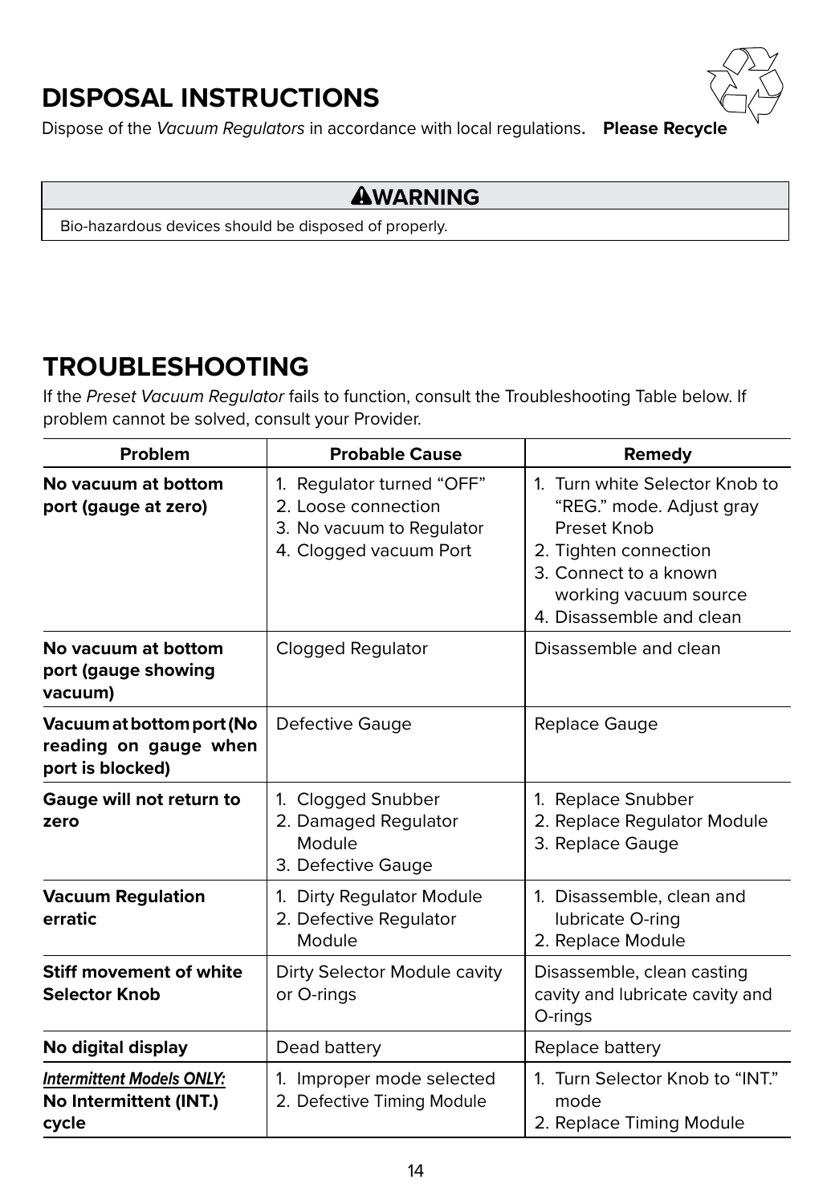## DISPOSAL INSTRUCTIONS

Dispose of the *Vacuum Regulators* in accordance with local regulations. **Please Recycle**

| **⚠WARNING** |
|---|
| Bio-hazardous devices should be disposed of properly. |

## TROUBLESHOOTING

If the *Preset Vacuum Regulator* fails to function, consult the Troubleshooting Table below. If problem cannot be solved, consult your Provider.

| Problem | Probable Cause | Remedy |
|---|---|---|
| **No vacuum at bottom port (gauge at zero)** | 1. Regulator turned "OFF"<br>2. Loose connection<br>3. No vacuum to Regulator<br>4. Clogged vacuum Port | 1. Turn white Selector Knob to "REG." mode. Adjust gray Preset Knob<br>2. Tighten connection<br>3. Connect to a known working vacuum source<br>4. Disassemble and clean |
| **No vacuum at bottom port (gauge showing vacuum)** | Clogged Regulator | Disassemble and clean |
| **Vacuum at bottom port (No reading on gauge when port is blocked)** | Defective Gauge | Replace Gauge |
| **Gauge will not return to zero** | 1. Clogged Snubber<br>2. Damaged Regulator Module<br>3. Defective Gauge | 1. Replace Snubber<br>2. Replace Regulator Module<br>3. Replace Gauge |
| **Vacuum Regulation erratic** | 1. Dirty Regulator Module<br>2. Defective Regulator Module | 1. Disassemble, clean and lubricate O-ring<br>2. Replace Module |
| **Stiff movement of white Selector Knob** | Dirty Selector Module cavity or O-rings | Disassemble, clean casting cavity and lubricate cavity and O-rings |
| **No digital display** | Dead battery | Replace battery |
| ***Intermittent Models ONLY:*** **No Intermittent (INT.) cycle** | 1. Improper mode selected<br>2. Defective Timing Module | 1. Turn Selector Knob to "INT." mode<br>2. Replace Timing Module |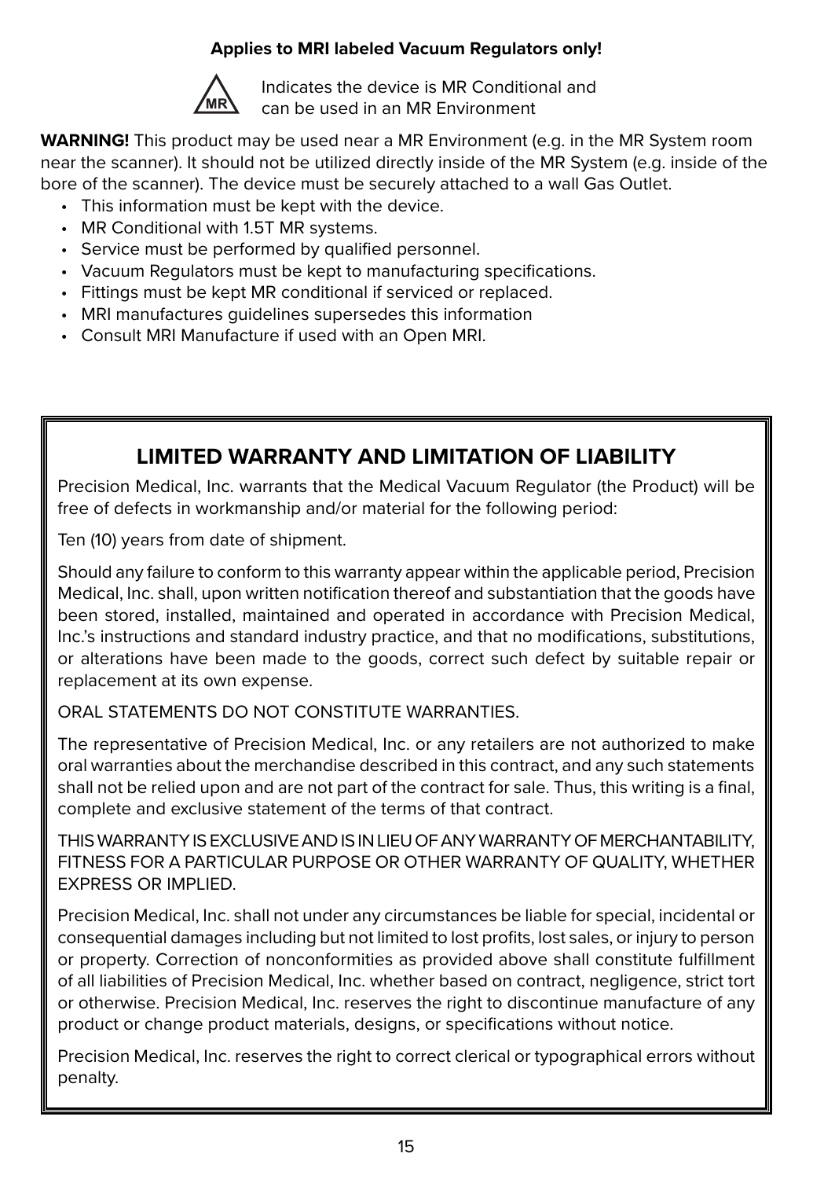**Applies to MRI labeled Vacuum Regulators only!**

MR — Indicates the device is MR Conditional and can be used in an MR Environment

**WARNING!** This product may be used near a MR Environment (e.g. in the MR System room near the scanner). It should not be utilized directly inside of the MR System (e.g. inside of the bore of the scanner). The device must be securely attached to a wall Gas Outlet.

- This information must be kept with the device.
- MR Conditional with 1.5T MR systems.
- Service must be performed by qualified personnel.
- Vacuum Regulators must be kept to manufacturing specifications.
- Fittings must be kept MR conditional if serviced or replaced.
- MRI manufactures guidelines supersedes this information
- Consult MRI Manufacture if used with an Open MRI.

## LIMITED WARRANTY AND LIMITATION OF LIABILITY

Precision Medical, Inc. warrants that the Medical Vacuum Regulator (the Product) will be free of defects in workmanship and/or material for the following period:

Ten (10) years from date of shipment.

Should any failure to conform to this warranty appear within the applicable period, Precision Medical, Inc. shall, upon written notification thereof and substantiation that the goods have been stored, installed, maintained and operated in accordance with Precision Medical, Inc.'s instructions and standard industry practice, and that no modifications, substitutions, or alterations have been made to the goods, correct such defect by suitable repair or replacement at its own expense.

ORAL STATEMENTS DO NOT CONSTITUTE WARRANTIES.

The representative of Precision Medical, Inc. or any retailers are not authorized to make oral warranties about the merchandise described in this contract, and any such statements shall not be relied upon and are not part of the contract for sale. Thus, this writing is a final, complete and exclusive statement of the terms of that contract.

THIS WARRANTY IS EXCLUSIVE AND IS IN LIEU OF ANY WARRANTY OF MERCHANTABILITY, FITNESS FOR A PARTICULAR PURPOSE OR OTHER WARRANTY OF QUALITY, WHETHER EXPRESS OR IMPLIED.

Precision Medical, Inc. shall not under any circumstances be liable for special, incidental or consequential damages including but not limited to lost profits, lost sales, or injury to person or property. Correction of nonconformities as provided above shall constitute fulfillment of all liabilities of Precision Medical, Inc. whether based on contract, negligence, strict tort or otherwise. Precision Medical, Inc. reserves the right to discontinue manufacture of any product or change product materials, designs, or specifications without notice.

Precision Medical, Inc. reserves the right to correct clerical or typographical errors without penalty.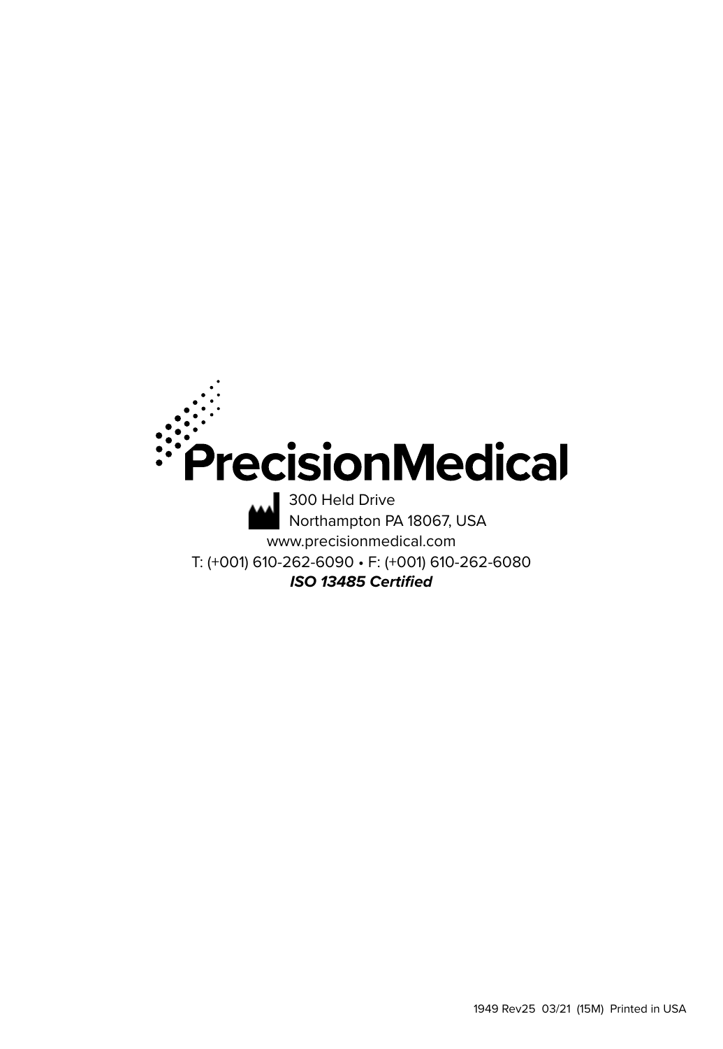PrecisionMedical

300 Held Drive
Northampton PA 18067, USA
www.precisionmedical.com
T: (+001) 610-262-6090 • F: (+001) 610-262-6080
***ISO 13485 Certified***

1949 Rev25 03/21 (15M) Printed in USA